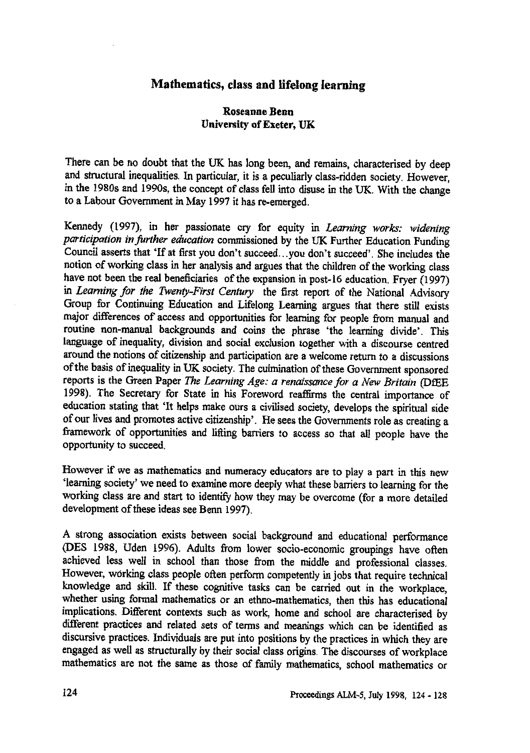# Mathematics, class and lifelong learning

**Roseanne Benn**
**University of Exeter, UK**

There can be no doubt that the UK has long been, and remains, characterised by deep and structural inequalities. In particular, it is a peculiarly class-ridden society. However, in the 1980s and 1990s, the concept of class fell into disuse in the UK. With the change to a Labour Government in May 1997 it has re-emerged.

Kennedy (1997), in her passionate cry for equity in *Learning works: widening participation in further education* commissioned by the UK Further Education Funding Council asserts that 'If at first you don't succeed…you don't succeed'. She includes the notion of working class in her analysis and argues that the children of the working class have not been the real beneficiaries of the expansion in post-16 education. Fryer (1997) in *Learning for the Twenty-First Century* the first report of the National Advisory Group for Continuing Education and Lifelong Learning argues that there still exists major differences of access and opportunities for learning for people from manual and routine non-manual backgrounds and coins the phrase 'the learning divide'. This language of inequality, division and social exclusion together with a discourse centred around the notions of citizenship and participation are a welcome return to a discussions of the basis of inequality in UK society. The culmination of these Government sponsored reports is the Green Paper *The Learning Age: a renaissance for a New Britain* (DfEE 1998). The Secretary for State in his Foreword reaffirms the central importance of education stating that 'It helps make ours a civilised society, develops the spiritual side of our lives and promotes active citizenship'. He sees the Governments role as creating a framework of opportunities and lifting barriers to access so that all people have the opportunity to succeed.

However if we as mathematics and numeracy educators are to play a part in this new 'learning society' we need to examine more deeply what these barriers to learning for the working class are and start to identify how they may be overcome (for a more detailed development of these ideas see Benn 1997).

A strong association exists between social background and educational performance (DES 1988, Uden 1996). Adults from lower socio-economic groupings have often achieved less well in school than those from the middle and professional classes. However, working class people often perform competently in jobs that require technical knowledge and skill. If these cognitive tasks can be carried out in the workplace, whether using formal mathematics or an ethno-mathematics, then this has educational implications. Different contexts such as work, home and school are characterised by different practices and related sets of terms and meanings which can be identified as discursive practices. Individuals are put into positions by the practices in which they are engaged as well as structurally by their social class origins. The discourses of workplace mathematics are not the same as those of family mathematics, school mathematics or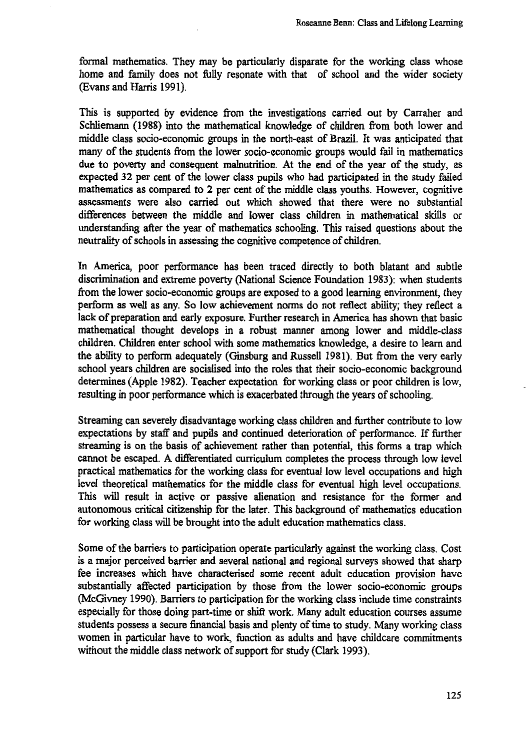formal mathematics. They may be particularly disparate for the working class whose home and family does not fully resonate with that of school and the wider society (Evans and Harris 1991).

This is supported by evidence from the investigations carried out by Carraher and Schliemann (1988) into the mathematical knowledge of children from both lower and middle class socio-economic groups in the north-east of Brazil. It was anticipated that many of the students from the lower socio-economic groups would fail in mathematics due to poverty and consequent malnutrition. At the end of the year of the study, as expected 32 per cent of the lower class pupils who had participated in the study failed mathematics as compared to 2 per cent of the middle class youths. However, cognitive assessments were also carried out which showed that there were no substantial differences between the middle and lower class children in mathematical skills or understanding after the year of mathematics schooling. This raised questions about the neutrality of schools in assessing the cognitive competence of children.

In America, poor performance has been traced directly to both blatant and subtle discrimination and extreme poverty (National Science Foundation 1983): when students from the lower socio-economic groups are exposed to a good learning environment, they perform as well as any. So low achievement norms do not reflect ability; they reflect a lack of preparation and early exposure. Further research in America has shown that basic mathematical thought develops in a robust manner among lower and middle-class children. Children enter school with some mathematics knowledge, a desire to learn and the ability to perform adequately (Ginsburg and Russell 1981). But from the very early school years children are socialised into the roles that their socio-economic background determines (Apple 1982). Teacher expectation for working class or poor children is low, resulting in poor performance which is exacerbated through the years of schooling.

Streaming can severely disadvantage working class children and further contribute to low expectations by staff and pupils and continued deterioration of performance. If further streaming is on the basis of achievement rather than potential, this forms a trap which cannot be escaped. A differentiated curriculum completes the process through low level practical mathematics for the working class for eventual low level occupations and high level theoretical mathematics for the middle class for eventual high level occupations. This will result in active or passive alienation and resistance for the former and autonomous critical citizenship for the later. This background of mathematics education for working class will be brought into the adult education mathematics class.

Some of the barriers to participation operate particularly against the working class. Cost is a major perceived barrier and several national and regional surveys showed that sharp fee increases which have characterised some recent adult education provision have substantially affected participation by those from the lower socio-economic groups (McGivney 1990). Barriers to participation for the working class include time constraints especially for those doing part-time or shift work. Many adult education courses assume students possess a secure financial basis and plenty of time to study. Many working class women in particular have to work, function as adults and have childcare commitments without the middle class network of support for study (Clark 1993).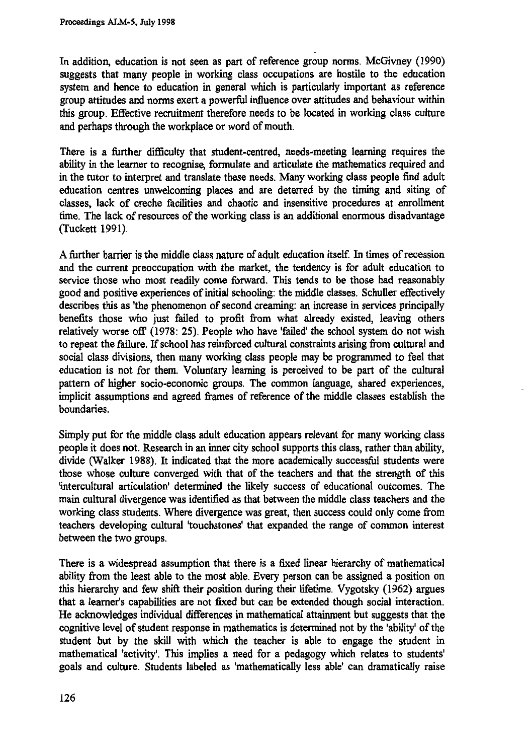In addition, education is not seen as part of reference group norms. McGivney (1990) suggests that many people in working class occupations are hostile to the education system and hence to education in general which is particularly important as reference group attitudes and norms exert a powerful influence over attitudes and behaviour within this group. Effective recruitment therefore needs to be located in working class culture and perhaps through the workplace or word of mouth.

There is a further difficulty that student-centred, needs-meeting learning requires the ability in the learner to recognise, formulate and articulate the mathematics required and in the tutor to interpret and translate these needs. Many working class people find adult education centres unwelcoming places and are deterred by the timing and siting of classes, lack of creche facilities and chaotic and insensitive procedures at enrollment time. The lack of resources of the working class is an additional enormous disadvantage (Tuckett 1991).

A further barrier is the middle class nature of adult education itself. In times of recession and the current preoccupation with the market, the tendency is for adult education to service those who most readily come forward. This tends to be those had reasonably good and positive experiences of initial schooling: the middle classes. Schuller effectively describes this as 'the phenomenon of second creaming: an increase in services principally benefits those who just failed to profit from what already existed, leaving others relatively worse off' (1978: 25). People who have 'failed' the school system do not wish to repeat the failure. If school has reinforced cultural constraints arising from cultural and social class divisions, then many working class people may be programmed to feel that education is not for them. Voluntary learning is perceived to be part of the cultural pattern of higher socio-economic groups. The common language, shared experiences, implicit assumptions and agreed frames of reference of the middle classes establish the boundaries.

Simply put for the middle class adult education appears relevant for many working class people it does not. Research in an inner city school supports this class, rather than ability, divide (Walker 1988). It indicated that the more academically successful students were those whose culture converged with that of the teachers and that the strength of this 'intercultural articulation' determined the likely success of educational outcomes. The main cultural divergence was identified as that between the middle class teachers and the working class students. Where divergence was great, then success could only come from teachers developing cultural 'touchstones' that expanded the range of common interest between the two groups.

There is a widespread assumption that there is a fixed linear hierarchy of mathematical ability from the least able to the most able. Every person can be assigned a position on this hierarchy and few shift their position during their lifetime. Vygotsky (1962) argues that a learner's capabilities are not fixed but can be extended though social interaction. He acknowledges individual differences in mathematical attainment but suggests that the cognitive level of student response in mathematics is determined not by the 'ability' of the student but by the skill with which the teacher is able to engage the student in mathematical 'activity'. This implies a need for a pedagogy which relates to students' goals and culture. Students labeled as 'mathematically less able' can dramatically raise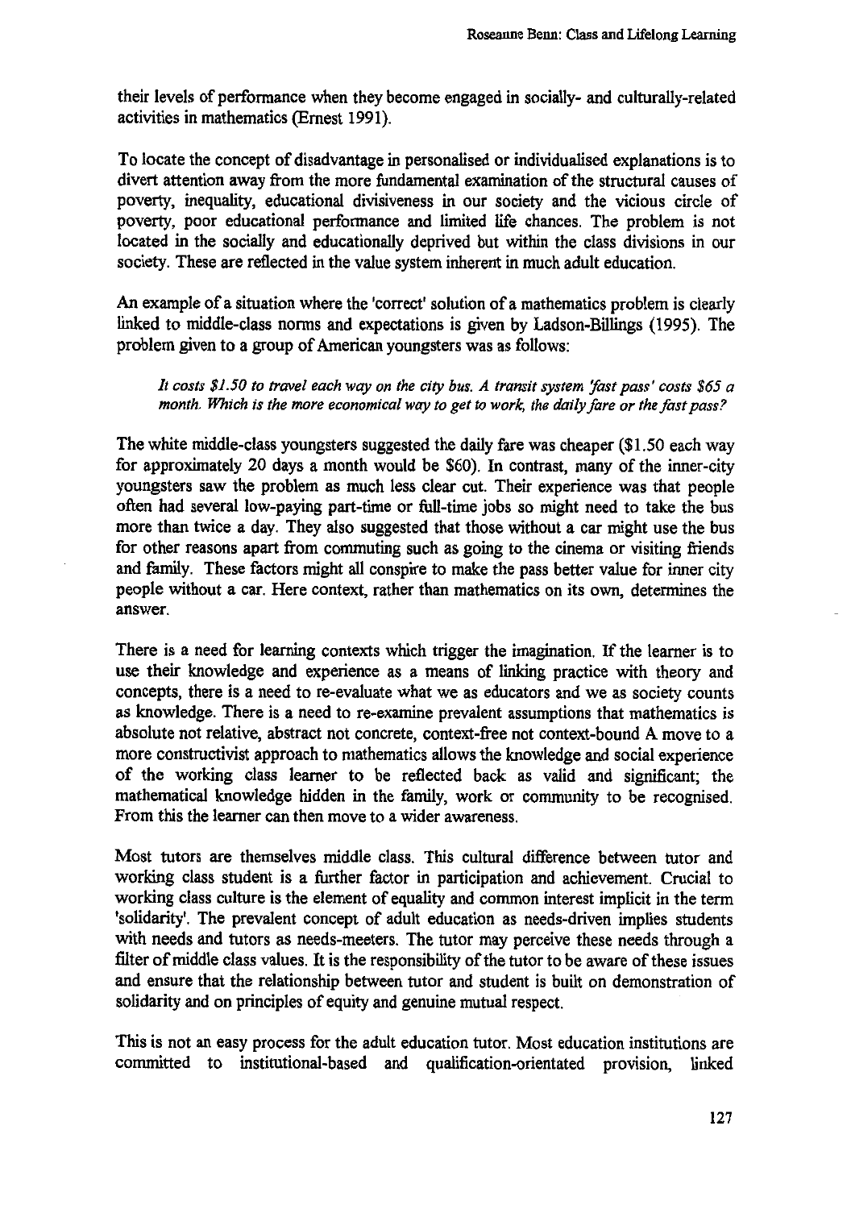their levels of performance when they become engaged in socially- and culturally-related activities in mathematics (Ernest 1991).

To locate the concept of disadvantage in personalised or individualised explanations is to divert attention away from the more fundamental examination of the structural causes of poverty, inequality, educational divisiveness in our society and the vicious circle of poverty, poor educational performance and limited life chances. The problem is not located in the socially and educationally deprived but within the class divisions in our society. These are reflected in the value system inherent in much adult education.

An example of a situation where the 'correct' solution of a mathematics problem is clearly linked to middle-class norms and expectations is given by Ladson-Billings (1995). The problem given to a group of American youngsters was as follows:

> *It costs $1.50 to travel each way on the city bus. A transit system 'fast pass' costs $65 a month. Which is the more economical way to get to work, the daily fare or the fast pass?*

The white middle-class youngsters suggested the daily fare was cheaper ($1.50 each way for approximately 20 days a month would be $60). In contrast, many of the inner-city youngsters saw the problem as much less clear cut. Their experience was that people often had several low-paying part-time or full-time jobs so might need to take the bus more than twice a day. They also suggested that those without a car might use the bus for other reasons apart from commuting such as going to the cinema or visiting friends and family. These factors might all conspire to make the pass better value for inner city people without a car. Here context, rather than mathematics on its own, determines the answer.

There is a need for learning contexts which trigger the imagination. If the learner is to use their knowledge and experience as a means of linking practice with theory and concepts, there is a need to re-evaluate what we as educators and we as society counts as knowledge. There is a need to re-examine prevalent assumptions that mathematics is absolute not relative, abstract not concrete, context-free not context-bound A move to a more constructivist approach to mathematics allows the knowledge and social experience of the working class learner to be reflected back as valid and significant; the mathematical knowledge hidden in the family, work or community to be recognised. From this the learner can then move to a wider awareness.

Most tutors are themselves middle class. This cultural difference between tutor and working class student is a further factor in participation and achievement. Crucial to working class culture is the element of equality and common interest implicit in the term 'solidarity'. The prevalent concept of adult education as needs-driven implies students with needs and tutors as needs-meeters. The tutor may perceive these needs through a filter of middle class values. It is the responsibility of the tutor to be aware of these issues and ensure that the relationship between tutor and student is built on demonstration of solidarity and on principles of equity and genuine mutual respect.

This is not an easy process for the adult education tutor. Most education institutions are committed to institutional-based and qualification-orientated provision, linked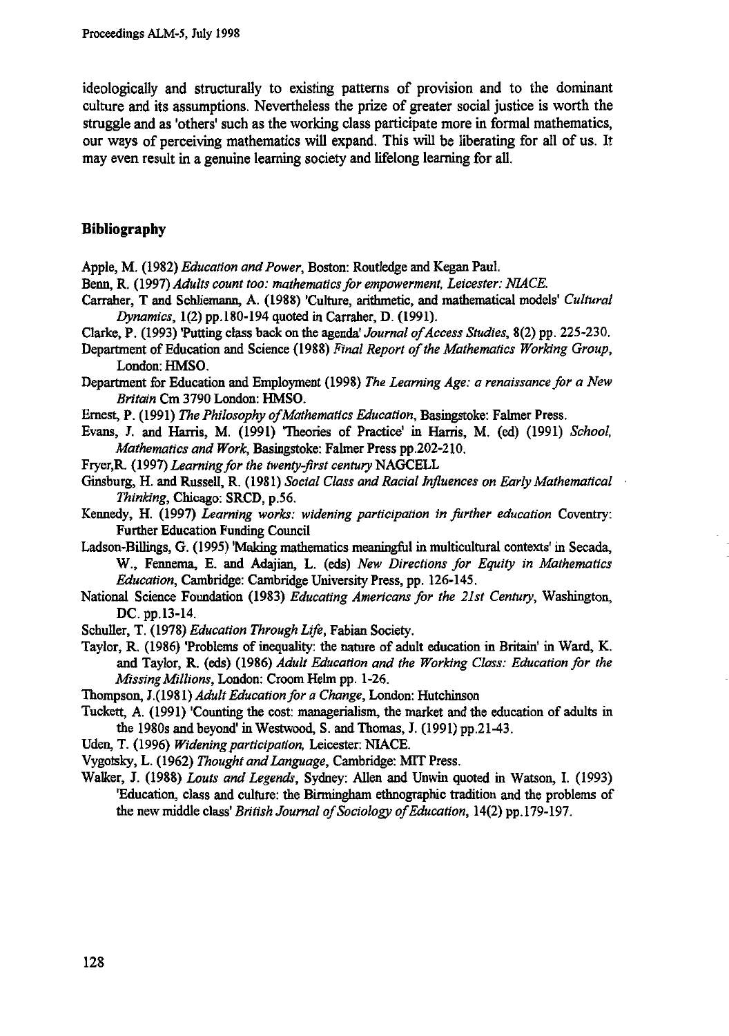ideologically and structurally to existing patterns of provision and to the dominant culture and its assumptions. Nevertheless the prize of greater social justice is worth the struggle and as 'others' such as the working class participate more in formal mathematics, our ways of perceiving mathematics will expand. This will be liberating for all of us. It may even result in a genuine learning society and lifelong learning for all.

## Bibliography

Apple, M. (1982) *Education and Power*, Boston: Routledge and Kegan Paul.

Benn, R. (1997) *Adults count too: mathematics for empowerment, Leicester: NIACE.*

Carraher, T and Schliemann, A. (1988) 'Culture, arithmetic, and mathematical models' *Cultural Dynamics*, 1(2) pp.180-194 quoted in Carraher, D. (1991).

Clarke, P. (1993) 'Putting class back on the agenda' *Journal of Access Studies*, 8(2) pp. 225-230.

Department of Education and Science (1988) *Final Report of the Mathematics Working Group*, London: HMSO.

Department for Education and Employment (1998) *The Learning Age: a renaissance for a New Britain* Cm 3790 London: HMSO.

Ernest, P. (1991) *The Philosophy of Mathematics Education*, Basingstoke: Falmer Press.

Evans, J. and Harris, M. (1991) 'Theories of Practice' in Harris, M. (ed) (1991) *School, Mathematics and Work*, Basingstoke: Falmer Press pp.202-210.

Fryer,R. (1997) *Learning for the twenty-first century* NAGCELL

Ginsburg, H. and Russell, R. (1981) *Social Class and Racial Influences on Early Mathematical Thinking*, Chicago: SRCD, p.56.

Kennedy, H. (1997) *Learning works: widening participation in further education* Coventry: Further Education Funding Council

Ladson-Billings, G. (1995) 'Making mathematics meaningful in multicultural contexts' in Secada, W., Fennema, E. and Adajian, L. (eds) *New Directions for Equity in Mathematics Education*, Cambridge: Cambridge University Press, pp. 126-145.

National Science Foundation (1983) *Educating Americans for the 21st Century*, Washington, DC. pp.13-14.

Schuller, T. (1978) *Education Through Life*, Fabian Society.

Taylor, R. (1986) 'Problems of inequality: the nature of adult education in Britain' in Ward, K. and Taylor, R. (eds) (1986) *Adult Education and the Working Class: Education for the Missing Millions*, London: Croom Helm pp. 1-26.

Thompson, J.(1981) *Adult Education for a Change*, London: Hutchinson

Tuckett, A. (1991) 'Counting the cost: managerialism, the market and the education of adults in the 1980s and beyond' in Westwood, S. and Thomas, J. (1991) pp.21-43.

Uden, T. (1996) *Widening participation*, Leicester: NIACE.

Vygotsky, L. (1962) *Thought and Language*, Cambridge: MIT Press.

Walker, J. (1988) *Louts and Legends*, Sydney: Allen and Unwin quoted in Watson, I. (1993) 'Education, class and culture: the Birmingham ethnographic tradition and the problems of the new middle class' *British Journal of Sociology of Education*, 14(2) pp.179-197.